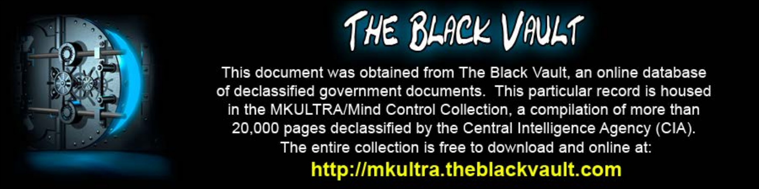# THE BLACK VAULT

This document was obtained from The Black Vault, an online database of declassified government documents. This particular record is housed in the MKULTRA/Mind Control Collection, a compilation of more than 20,000 pages declassified by the Central Intelligence Agency (CIA). The entire collection is free to download and online at:

**http://mkultra.theblackvault.com**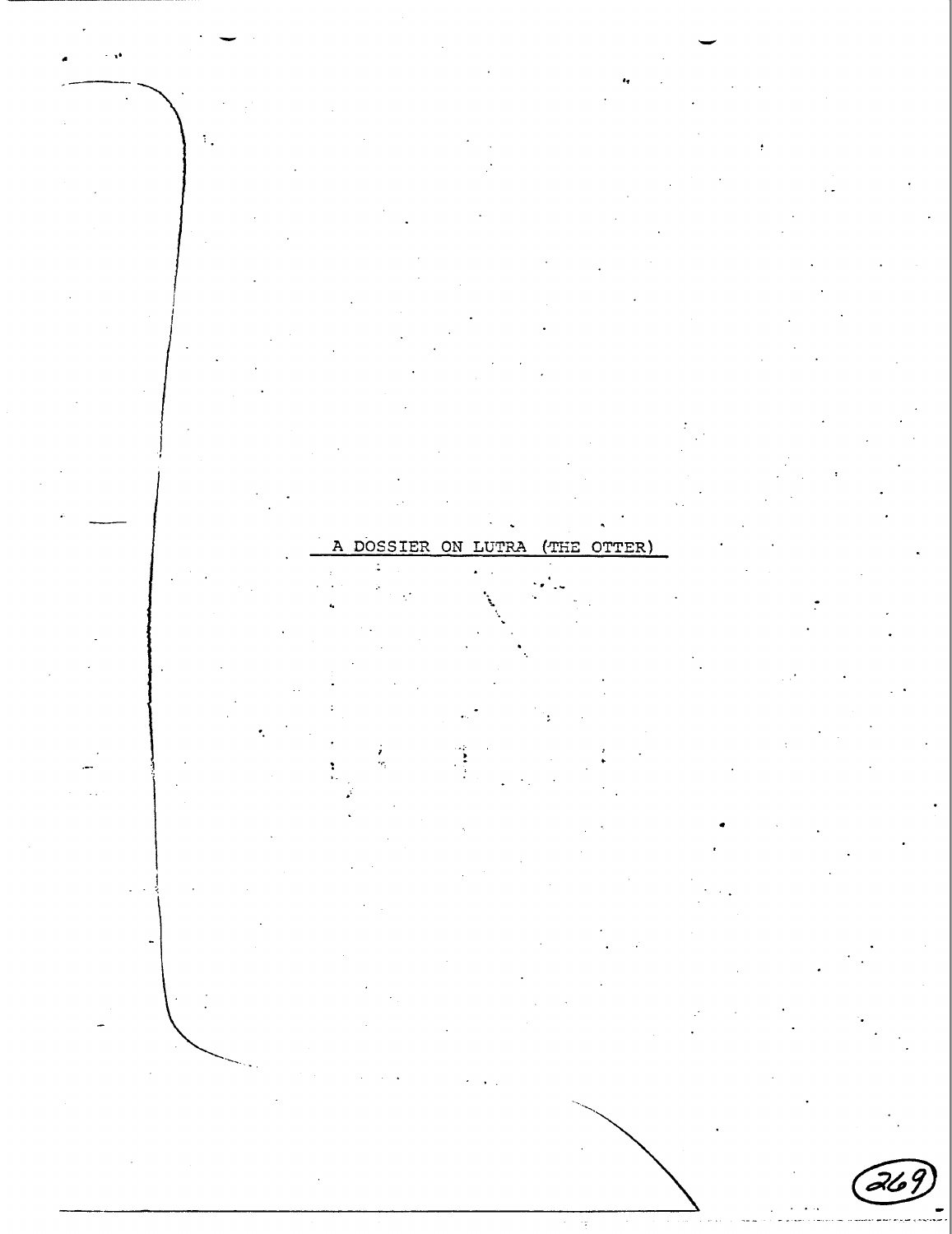# A DOSSIER ON LUTRA (THE OTTER)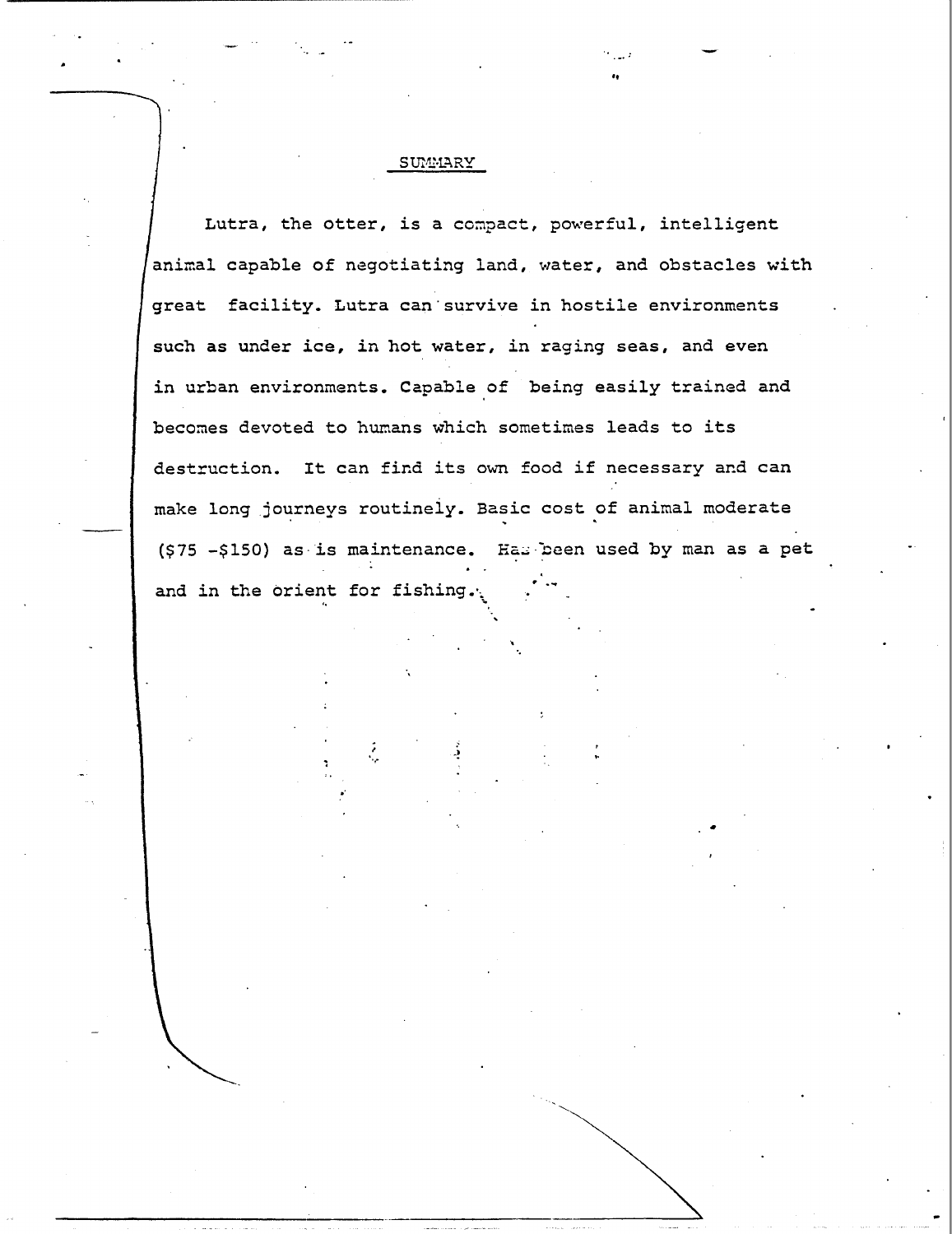## SUMMARY

Lutra, the otter, is a compact, powerful, intelligent animal capable of negotiating land, water, and obstacles with great facility. Lutra can survive in hostile environments such as under ice, in hot water, in raging seas, and even in urban environments. Capable of being easily trained and becomes devoted to humans which sometimes leads to its destruction. It can find its own food if necessary and can make long journeys routinely. Basic cost of animal moderate ($75 -$150) as is maintenance. Has been used by man as a pet and in the orient for fishing.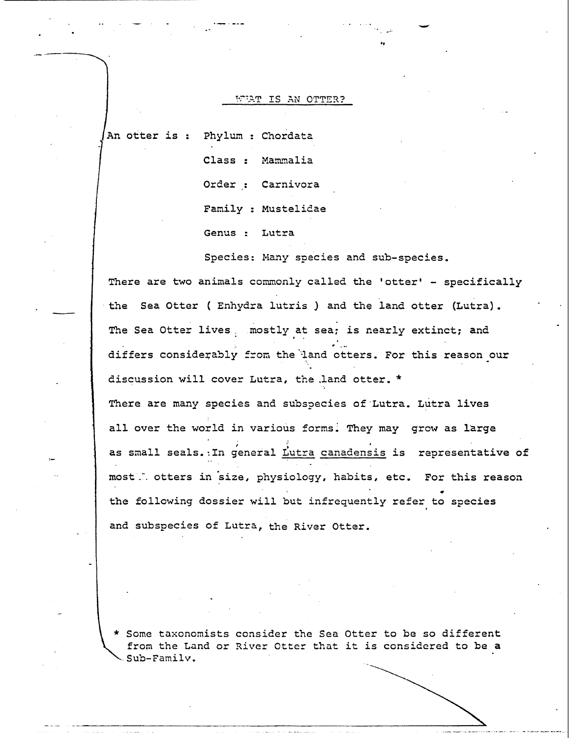## WHAT IS AN OTTER?

An otter is : Phylum : Chordata

Class : Mammalia

Order : Carnivora

Family : Mustelidae

Genus : Lutra

Species: Many species and sub-species.

There are two animals commonly called the 'otter' - specifically the Sea Otter ( Enhydra lutris ) and the land otter (Lutra). The Sea Otter lives mostly at sea; is nearly extinct; and differs considerably from the land otters. For this reason our discussion will cover Lutra, the land otter. *

There are many species and subspecies of Lutra. Lutra lives all over the world in various forms. They may grow as large as small seals. In general <u>Lutra canadensis</u> is representative of most otters in size, physiology, habits, etc. For this reason the following dossier will but infrequently refer to species and subspecies of Lutra, the River Otter.

\* Some taxonomists consider the Sea Otter to be so different from the Land or River Otter that it is considered to be a Sub-Family.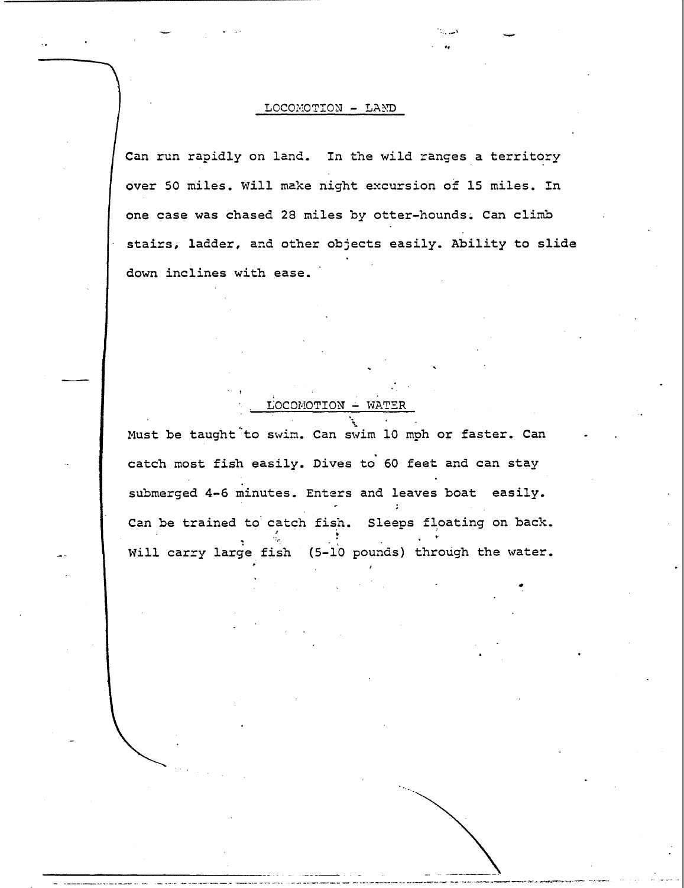## LOCOMOTION - LAND

Can run rapidly on land. In the wild ranges a territory over 50 miles. Will make night excursion of 15 miles. In one case was chased 28 miles by otter-hounds. Can climb stairs, ladder, and other objects easily. Ability to slide down inclines with ease.

## LOCOMOTION - WATER

Must be taught to swim. Can swim 10 mph or faster. Can catch most fish easily. Dives to 60 feet and can stay submerged 4-6 minutes. Enters and leaves boat easily. Can be trained to catch fish. Sleeps floating on back. Will carry large fish (5-10 pounds) through the water.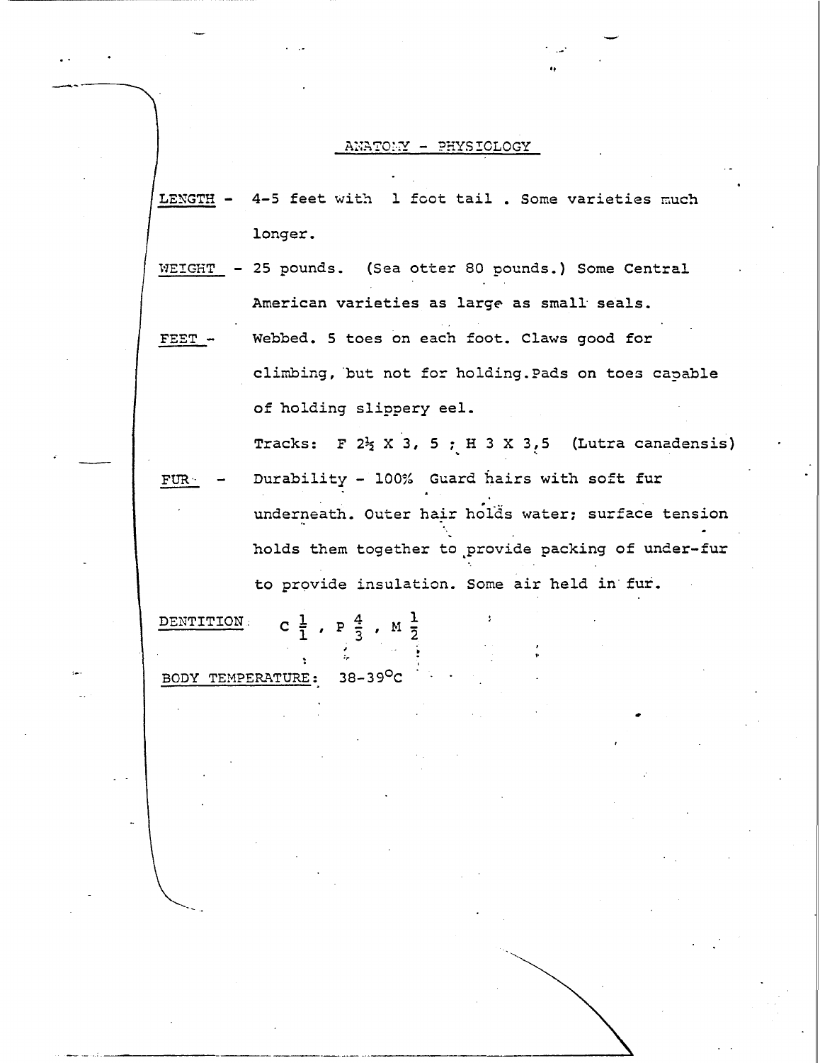## ANATOMY - PHYSIOLOGY

LENGTH - 4-5 feet with 1 foot tail . Some varieties much longer.

WEIGHT - 25 pounds. (Sea otter 80 pounds.) Some Central American varieties as large as small seals.

FEET - Webbed. 5 toes on each foot. Claws good for climbing, but not for holding. Pads on toes capable of holding slippery eel.

Tracks: F $2\frac{1}{2}$ X 3, 5 ; H 3 X 3,5 (Lutra canadensis)

FUR - Durability - 100% Guard hairs with soft fur underneath. Outer hair holds water; surface tension holds them together to provide packing of under-fur to provide insulation. Some air held in fur.

DENTITION $C\frac{1}{1}$, $P\frac{4}{3}$, $M\frac{1}{2}$

BODY TEMPERATURE: 38-39°C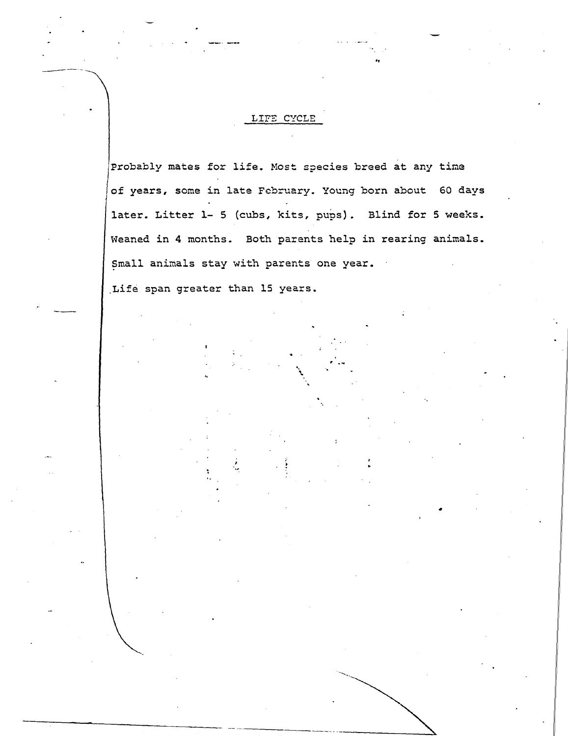## LIFE CYCLE

Probably mates for life. Most species breed at any time of years, some in late February. Young born about 60 days later. Litter 1- 5 (cubs, kits, pups). Blind for 5 weeks. Weaned in 4 months. Both parents help in rearing animals. Small animals stay with parents one year.

Life span greater than 15 years.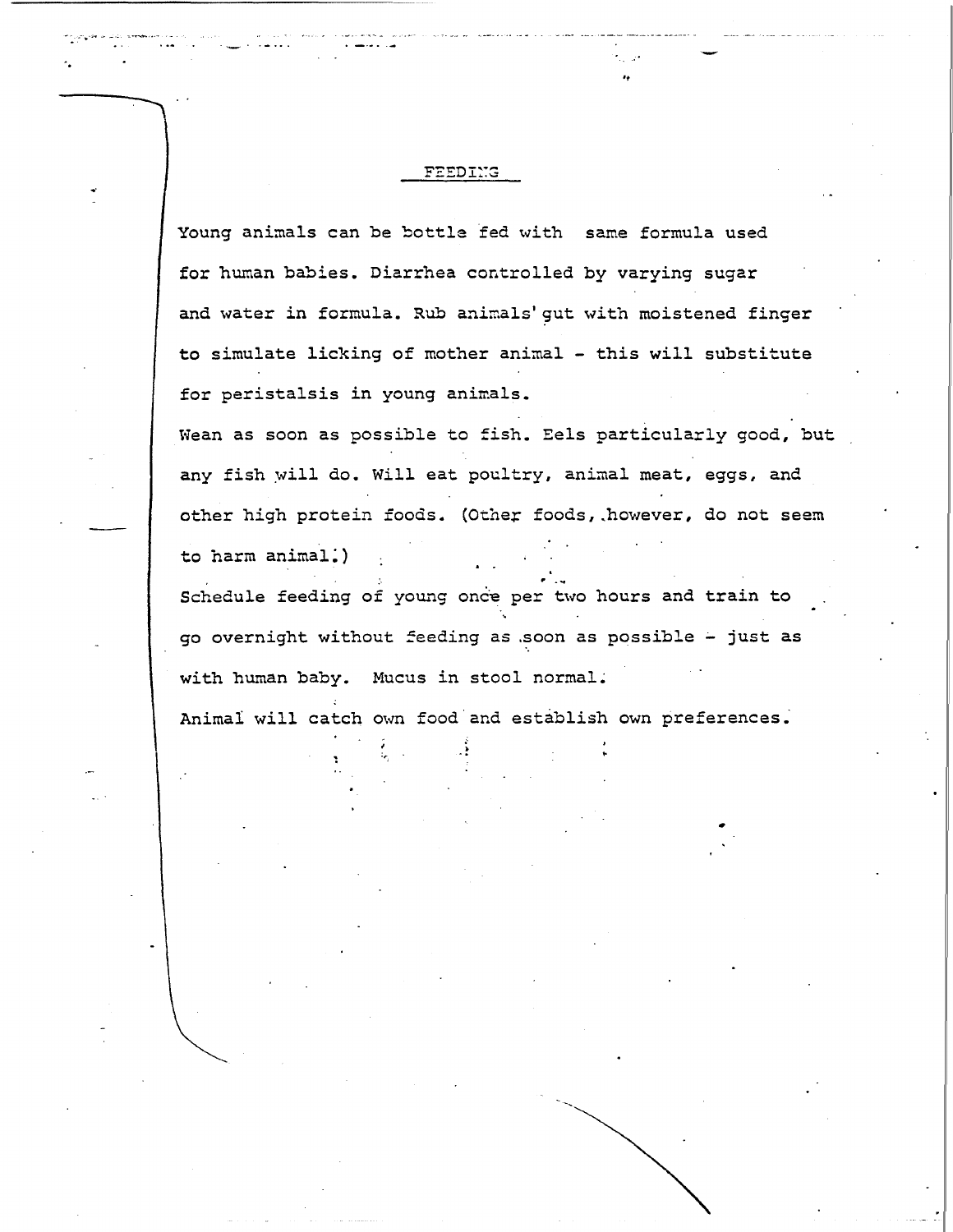## FEEDING

Young animals can be bottle fed with same formula used for human babies. Diarrhea controlled by varying sugar and water in formula. Rub animals' gut with moistened finger to simulate licking of mother animal - this will substitute for peristalsis in young animals.

Wean as soon as possible to fish. Eels particularly good, but any fish will do. Will eat poultry, animal meat, eggs, and other high protein foods. (Other foods, however, do not seem to harm animal.)

Schedule feeding of young once per two hours and train to go overnight without feeding as soon as possible - just as with human baby. Mucus in stool normal.

Animal will catch own food and establish own preferences.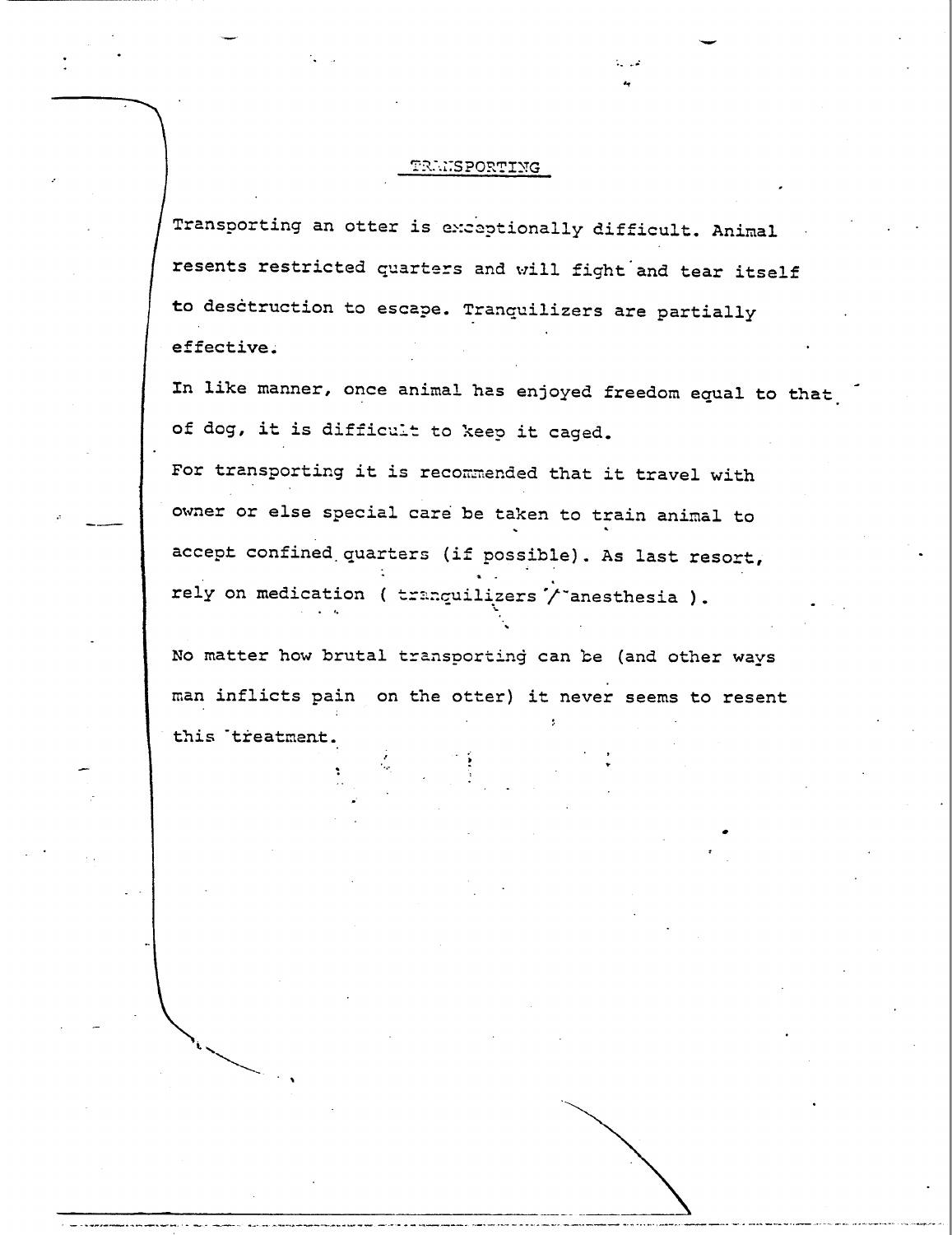## TRANSPORTING

Transporting an otter is exceptionally difficult. Animal resents restricted quarters and will fight and tear itself to desctruction to escape. Tranquilizers are partially effective.

In like manner, once animal has enjoyed freedom equal to that of dog, it is difficult to keep it caged.

For transporting it is recommended that it travel with owner or else special care be taken to train animal to accept confined quarters (if possible). As last resort, rely on medication ( tranquilizers / anesthesia ).

No matter how brutal transporting can be (and other ways man inflicts pain on the otter) it never seems to resent this treatment.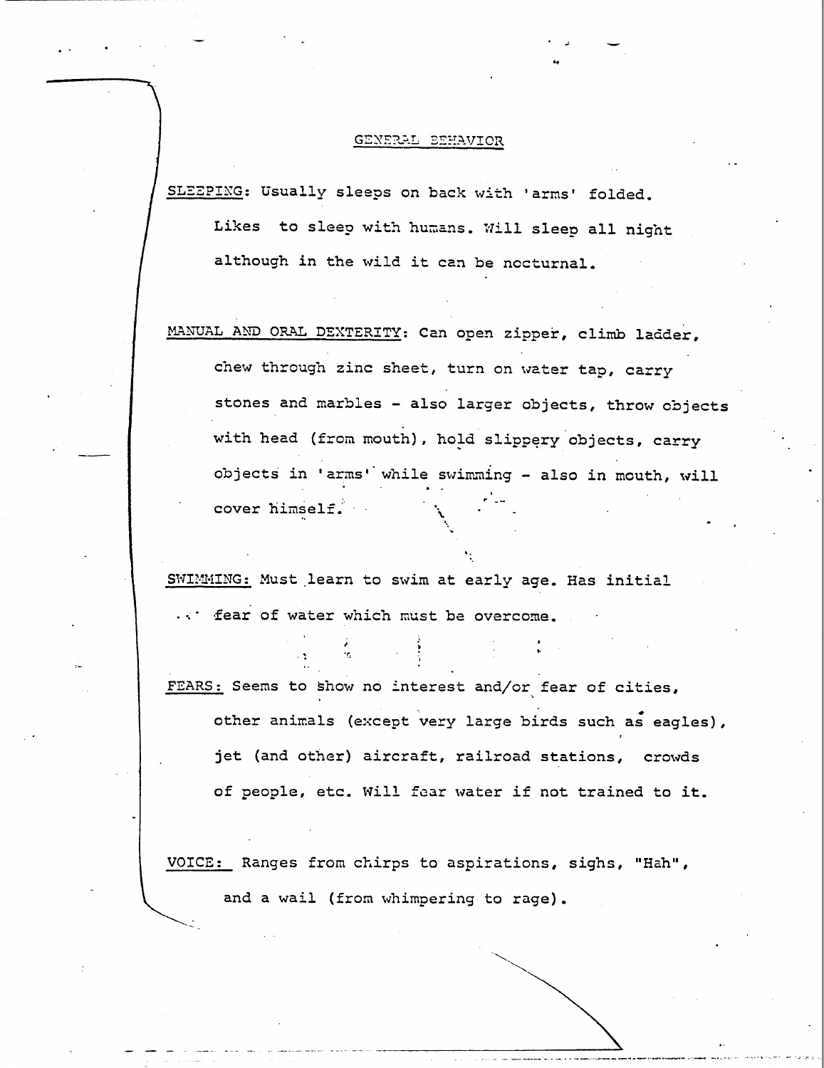## GENERAL BEHAVIOR

SLEEPING: Usually sleeps on back with 'arms' folded. Likes to sleep with humans. Will sleep all night although in the wild it can be nocturnal.

MANUAL AND ORAL DEXTERITY: Can open zipper, climb ladder, chew through zinc sheet, turn on water tap, carry stones and marbles - also larger objects, throw objects with head (from mouth), hold slippery objects, carry objects in 'arms' while swimming - also in mouth, will cover himself.

SWIMMING: Must learn to swim at early age. Has initial fear of water which must be overcome.

FEARS: Seems to show no interest and/or fear of cities, other animals (except very large birds such as eagles), jet (and other) aircraft, railroad stations, crowds of people, etc. Will fear water if not trained to it.

VOICE: Ranges from chirps to aspirations, sighs, "Hah", and a wail (from whimpering to rage).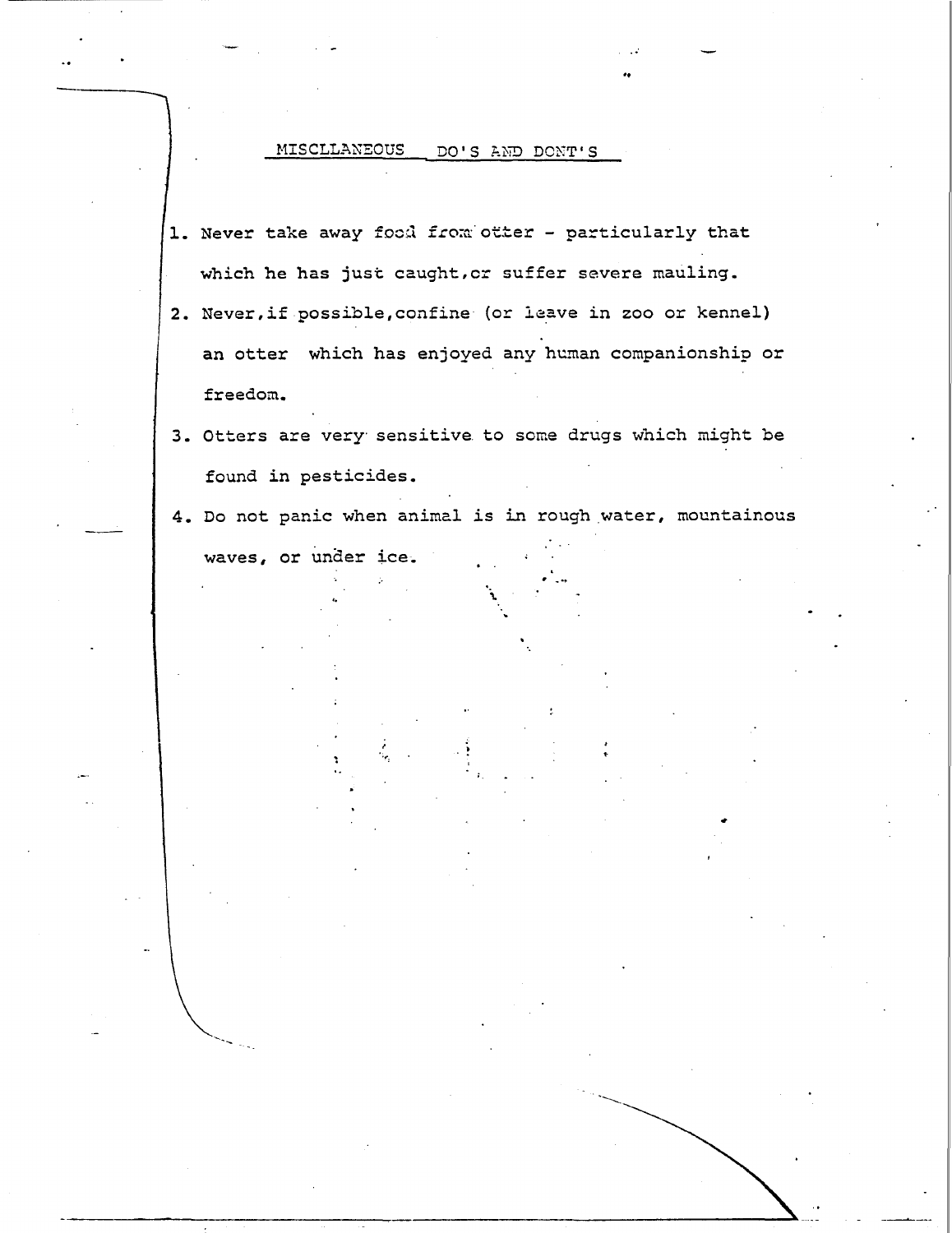## MISCLLANEOUS DO'S AND DONT'S

1. Never take away food from otter - particularly that which he has just caught, or suffer severe mauling.
2. Never, if possible, confine (or leave in zoo or kennel) an otter which has enjoyed any human companionship or freedom.
3. Otters are very sensitive to some drugs which might be found in pesticides.
4. Do not panic when animal is in rough water, mountainous waves, or under ice.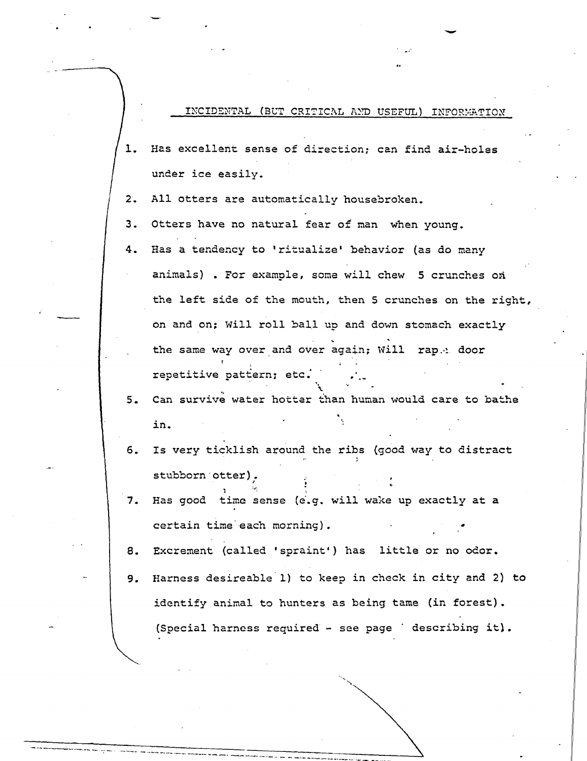## INCIDENTAL (BUT CRITICAL AND USEFUL) INFORMATION

1. Has excellent sense of direction; can find air-holes under ice easily.
2. All otters are automatically housebroken.
3. Otters have no natural fear of man when young.
4. Has a tendency to 'ritualize' behavior (as do many animals) . For example, some will chew 5 crunches on the left side of the mouth, then 5 crunches on the right, on and on; Will roll ball up and down stomach exactly the same way over and over again; Will rap a door repetitive pattern; etc.
5. Can survive water hotter than human would care to bathe in.
6. Is very ticklish around the ribs (good way to distract stubborn otter).
7. Has good time sense (e.g. will wake up exactly at a certain time each morning).
8. Excrement (called 'spraint') has little or no odor.
9. Harness desireable 1) to keep in check in city and 2) to identify animal to hunters as being tame (in forest). (Special harness required - see page describing it).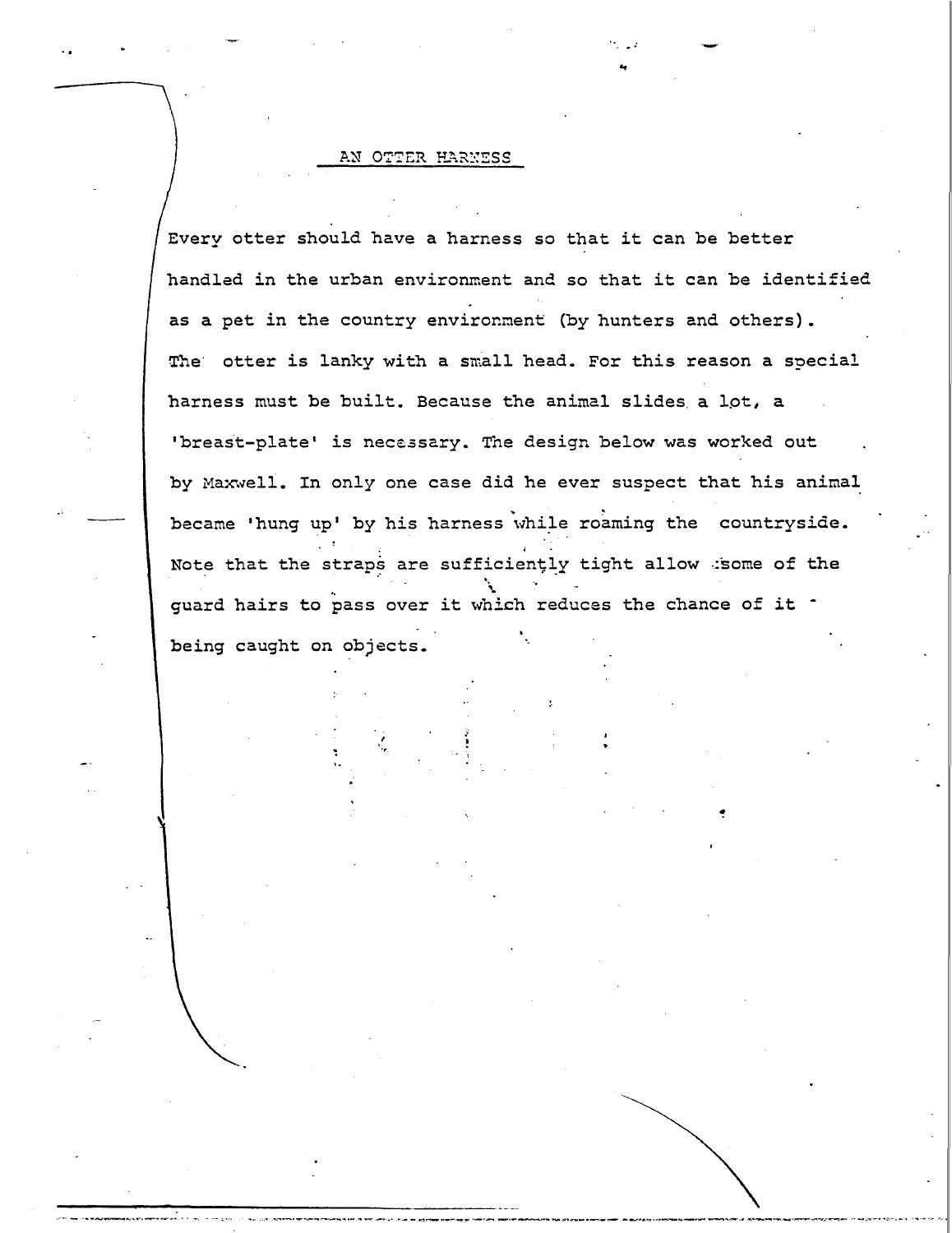## AN OTTER HARNESS

Every otter should have a harness so that it can be better handled in the urban environment and so that it can be identified as a pet in the country environment (by hunters and others). The otter is lanky with a small head. For this reason a special harness must be built. Because the animal slides a lot, a 'breast-plate' is necessary. The design below was worked out by Maxwell. In only one case did he ever suspect that his animal became 'hung up' by his harness while roaming the countryside. Note that the straps are sufficiently tight allow some of the guard hairs to pass over it which reduces the chance of it being caught on objects.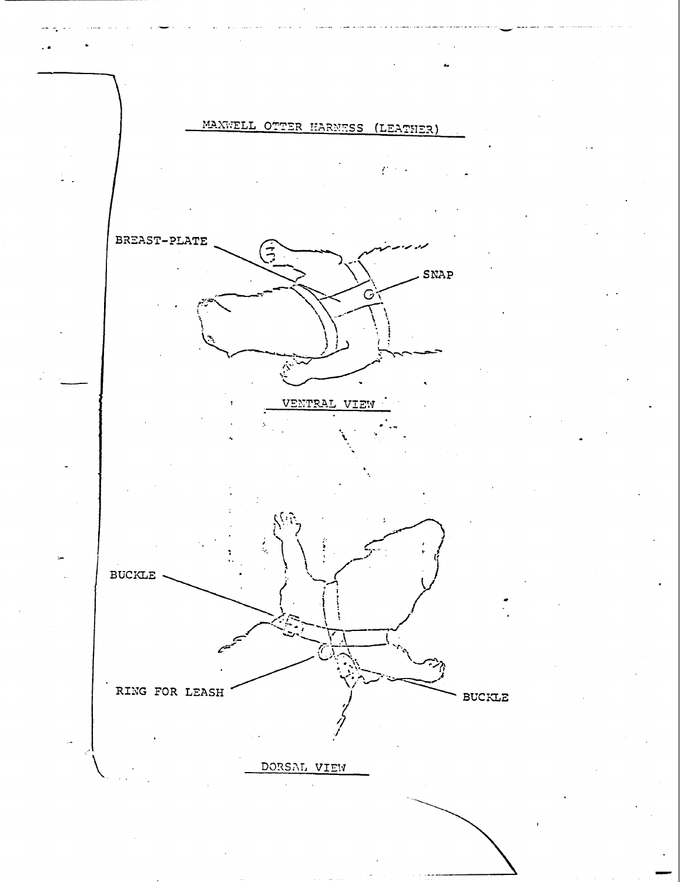## MAXWELL OTTER HARNESS (LEATHER)

BREAST-PLATE

SNAP

VENTRAL VIEW

BUCKLE

RING FOR LEASH

BUCKLE

DORSAL VIEW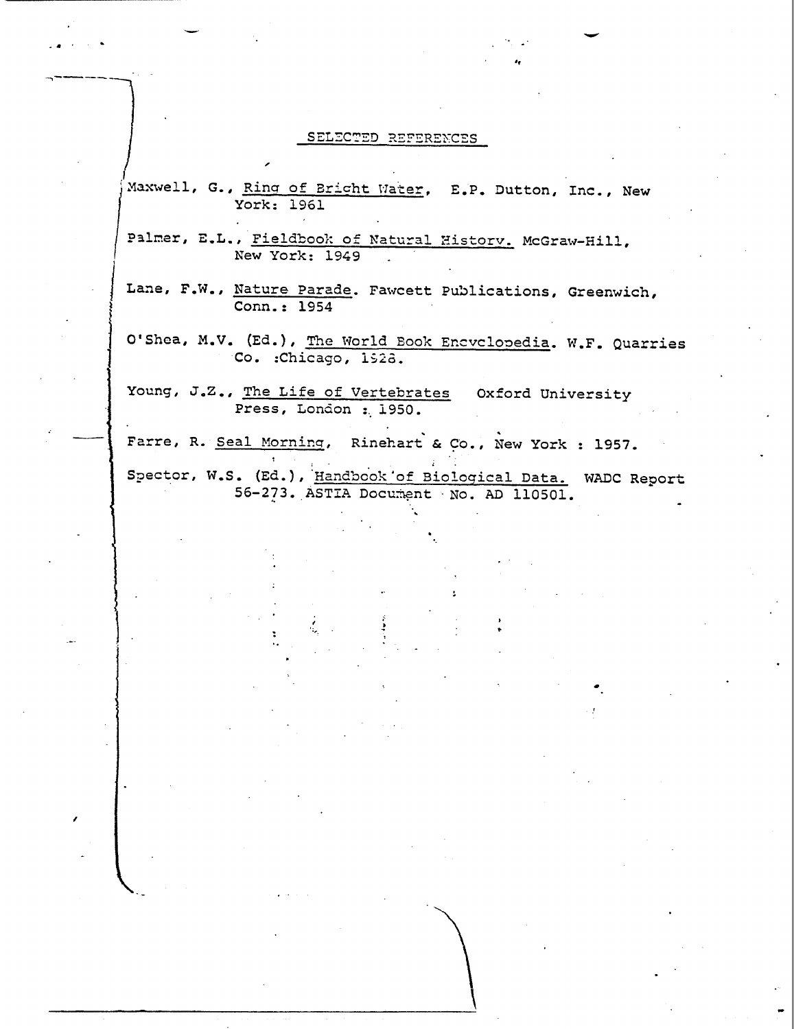## SELECTED REFERENCES

Maxwell, G., Ring of Bright Water, E.P. Dutton, Inc., New York: 1961

Palmer, E.L., Fieldbook of Natural History. McGraw-Hill, New York: 1949

Lane, F.W., Nature Parade. Fawcett Publications, Greenwich, Conn.: 1954

O'Shea, M.V. (Ed.), The World Book Encyclopedia. W.F. Quarries Co. :Chicago, 1928.

Young, J.Z., The Life of Vertebrates Oxford University Press, London : 1950.

Farre, R. Seal Morning, Rinehart & Co., New York : 1957.

Spector, W.S. (Ed.), Handbook of Biological Data. WADC Report 56-273. ASTIA Document No. AD 110501.